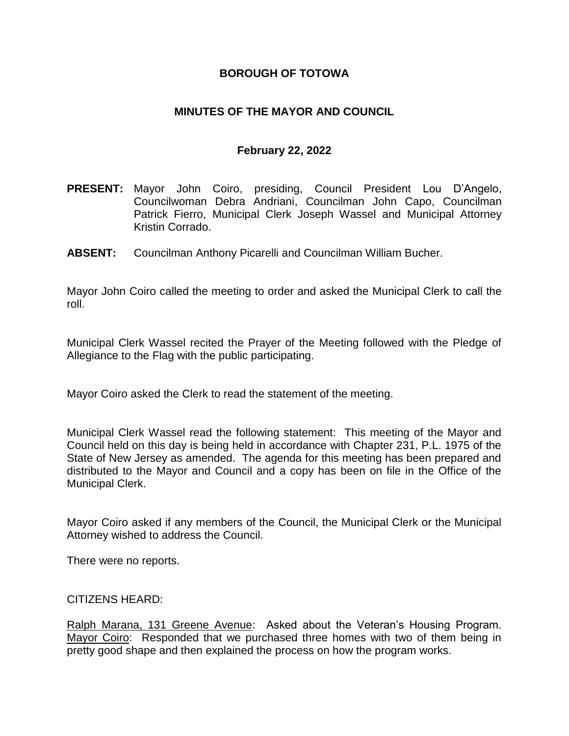**BOROUGH OF TOTOWA**

**MINUTES OF THE MAYOR AND COUNCIL**

**February 22, 2022**

**PRESENT:** Mayor John Coiro, presiding, Council President Lou D'Angelo, Councilwoman Debra Andriani, Councilman John Capo, Councilman Patrick Fierro, Municipal Clerk Joseph Wassel and Municipal Attorney Kristin Corrado.

**ABSENT:** Councilman Anthony Picarelli and Councilman William Bucher.

Mayor John Coiro called the meeting to order and asked the Municipal Clerk to call the roll.

Municipal Clerk Wassel recited the Prayer of the Meeting followed with the Pledge of Allegiance to the Flag with the public participating.

Mayor Coiro asked the Clerk to read the statement of the meeting.

Municipal Clerk Wassel read the following statement: This meeting of the Mayor and Council held on this day is being held in accordance with Chapter 231, P.L. 1975 of the State of New Jersey as amended. The agenda for this meeting has been prepared and distributed to the Mayor and Council and a copy has been on file in the Office of the Municipal Clerk.

Mayor Coiro asked if any members of the Council, the Municipal Clerk or the Municipal Attorney wished to address the Council.

There were no reports.

CITIZENS HEARD:

<u>Ralph Marana, 131 Greene Avenue</u>: Asked about the Veteran's Housing Program. <u>Mayor Coiro</u>: Responded that we purchased three homes with two of them being in pretty good shape and then explained the process on how the program works.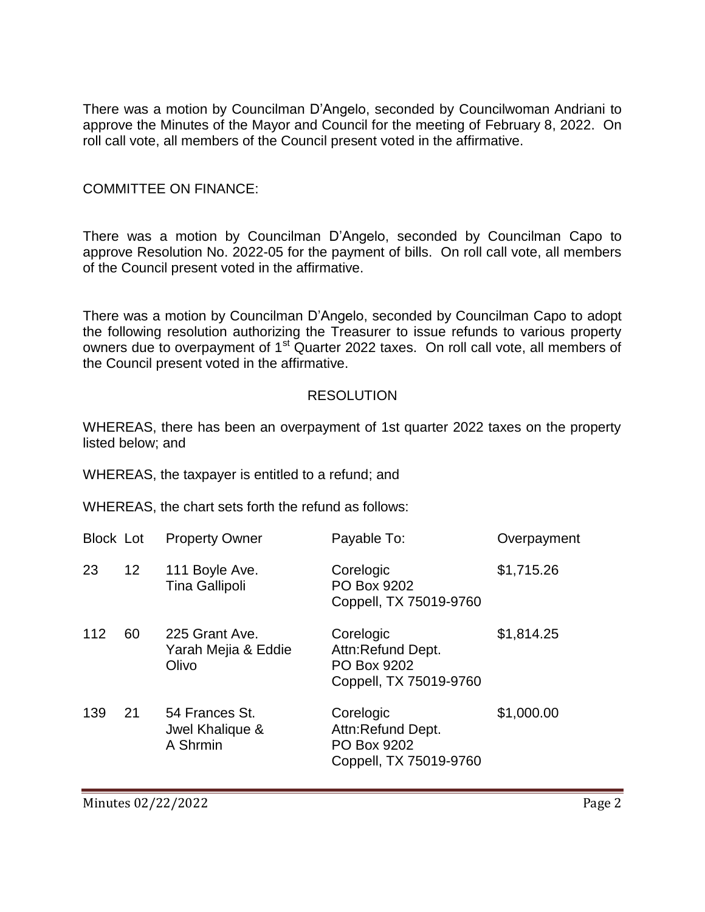There was a motion by Councilman D'Angelo, seconded by Councilwoman Andriani to approve the Minutes of the Mayor and Council for the meeting of February 8, 2022. On roll call vote, all members of the Council present voted in the affirmative.

COMMITTEE ON FINANCE:

There was a motion by Councilman D'Angelo, seconded by Councilman Capo to approve Resolution No. 2022-05 for the payment of bills. On roll call vote, all members of the Council present voted in the affirmative.

There was a motion by Councilman D'Angelo, seconded by Councilman Capo to adopt the following resolution authorizing the Treasurer to issue refunds to various property owners due to overpayment of 1st Quarter 2022 taxes. On roll call vote, all members of the Council present voted in the affirmative.

RESOLUTION

WHEREAS, there has been an overpayment of 1st quarter 2022 taxes on the property listed below; and

WHEREAS, the taxpayer is entitled to a refund; and

WHEREAS, the chart sets forth the refund as follows:

| Block | Lot | Property Owner | Payable To: | Overpayment |
|---|---|---|---|---|
| 23 | 12 | 111 Boyle Ave. Tina Gallipoli | Corelogic PO Box 9202 Coppell, TX 75019-9760 | $1,715.26 |
| 112 | 60 | 225 Grant Ave. Yarah Mejia & Eddie Olivo | Corelogic Attn:Refund Dept. PO Box 9202 Coppell, TX 75019-9760 | $1,814.25 |
| 139 | 21 | 54 Frances St. Jwel Khalique & A Shrmin | Corelogic Attn:Refund Dept. PO Box 9202 Coppell, TX 75019-9760 | $1,000.00 |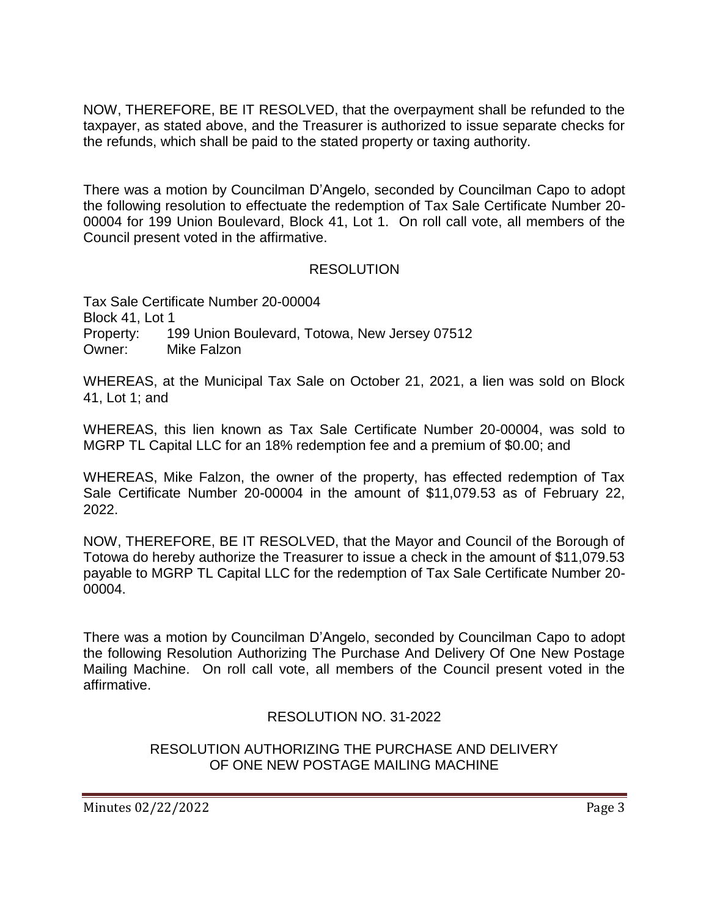NOW, THEREFORE, BE IT RESOLVED, that the overpayment shall be refunded to the taxpayer, as stated above, and the Treasurer is authorized to issue separate checks for the refunds, which shall be paid to the stated property or taxing authority.

There was a motion by Councilman D'Angelo, seconded by Councilman Capo to adopt the following resolution to effectuate the redemption of Tax Sale Certificate Number 20-00004 for 199 Union Boulevard, Block 41, Lot 1. On roll call vote, all members of the Council present voted in the affirmative.

RESOLUTION

Tax Sale Certificate Number 20-00004
Block 41, Lot 1
Property: 199 Union Boulevard, Totowa, New Jersey 07512
Owner: Mike Falzon

WHEREAS, at the Municipal Tax Sale on October 21, 2021, a lien was sold on Block 41, Lot 1; and

WHEREAS, this lien known as Tax Sale Certificate Number 20-00004, was sold to MGRP TL Capital LLC for an 18% redemption fee and a premium of $0.00; and

WHEREAS, Mike Falzon, the owner of the property, has effected redemption of Tax Sale Certificate Number 20-00004 in the amount of $11,079.53 as of February 22, 2022.

NOW, THEREFORE, BE IT RESOLVED, that the Mayor and Council of the Borough of Totowa do hereby authorize the Treasurer to issue a check in the amount of $11,079.53 payable to MGRP TL Capital LLC for the redemption of Tax Sale Certificate Number 20-00004.

There was a motion by Councilman D'Angelo, seconded by Councilman Capo to adopt the following Resolution Authorizing The Purchase And Delivery Of One New Postage Mailing Machine. On roll call vote, all members of the Council present voted in the affirmative.

RESOLUTION NO. 31-2022

RESOLUTION AUTHORIZING THE PURCHASE AND DELIVERY OF ONE NEW POSTAGE MAILING MACHINE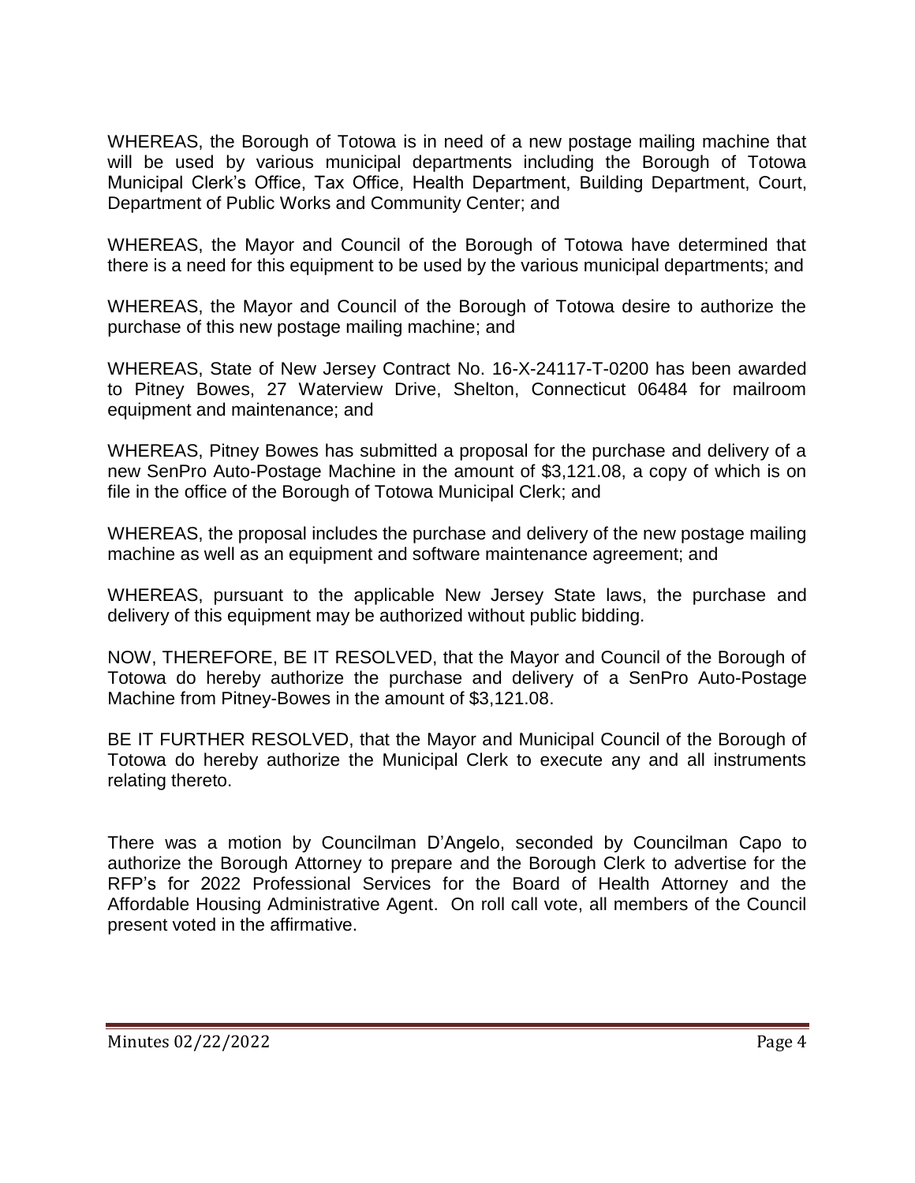WHEREAS, the Borough of Totowa is in need of a new postage mailing machine that will be used by various municipal departments including the Borough of Totowa Municipal Clerk's Office, Tax Office, Health Department, Building Department, Court, Department of Public Works and Community Center; and

WHEREAS, the Mayor and Council of the Borough of Totowa have determined that there is a need for this equipment to be used by the various municipal departments; and

WHEREAS, the Mayor and Council of the Borough of Totowa desire to authorize the purchase of this new postage mailing machine; and

WHEREAS, State of New Jersey Contract No. 16-X-24117-T-0200 has been awarded to Pitney Bowes, 27 Waterview Drive, Shelton, Connecticut 06484 for mailroom equipment and maintenance; and

WHEREAS, Pitney Bowes has submitted a proposal for the purchase and delivery of a new SenPro Auto-Postage Machine in the amount of $3,121.08, a copy of which is on file in the office of the Borough of Totowa Municipal Clerk; and

WHEREAS, the proposal includes the purchase and delivery of the new postage mailing machine as well as an equipment and software maintenance agreement; and

WHEREAS, pursuant to the applicable New Jersey State laws, the purchase and delivery of this equipment may be authorized without public bidding.

NOW, THEREFORE, BE IT RESOLVED, that the Mayor and Council of the Borough of Totowa do hereby authorize the purchase and delivery of a SenPro Auto-Postage Machine from Pitney-Bowes in the amount of $3,121.08.

BE IT FURTHER RESOLVED, that the Mayor and Municipal Council of the Borough of Totowa do hereby authorize the Municipal Clerk to execute any and all instruments relating thereto.

There was a motion by Councilman D'Angelo, seconded by Councilman Capo to authorize the Borough Attorney to prepare and the Borough Clerk to advertise for the RFP's for 2022 Professional Services for the Board of Health Attorney and the Affordable Housing Administrative Agent. On roll call vote, all members of the Council present voted in the affirmative.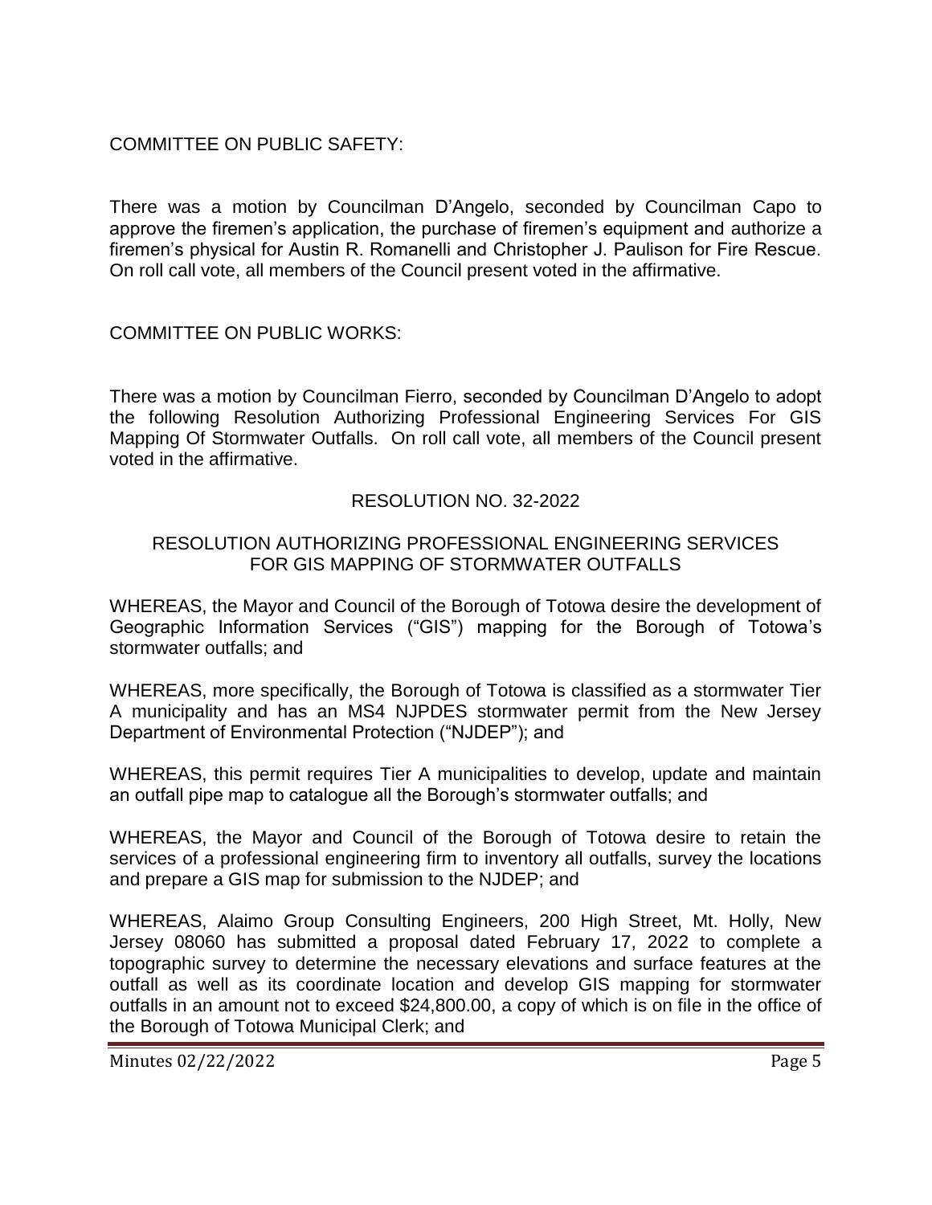COMMITTEE ON PUBLIC SAFETY:

There was a motion by Councilman D'Angelo, seconded by Councilman Capo to approve the firemen's application, the purchase of firemen's equipment and authorize a firemen's physical for Austin R. Romanelli and Christopher J. Paulison for Fire Rescue. On roll call vote, all members of the Council present voted in the affirmative.

COMMITTEE ON PUBLIC WORKS:

There was a motion by Councilman Fierro, seconded by Councilman D'Angelo to adopt the following Resolution Authorizing Professional Engineering Services For GIS Mapping Of Stormwater Outfalls. On roll call vote, all members of the Council present voted in the affirmative.

RESOLUTION NO. 32-2022

RESOLUTION AUTHORIZING PROFESSIONAL ENGINEERING SERVICES FOR GIS MAPPING OF STORMWATER OUTFALLS

WHEREAS, the Mayor and Council of the Borough of Totowa desire the development of Geographic Information Services ("GIS") mapping for the Borough of Totowa's stormwater outfalls; and

WHEREAS, more specifically, the Borough of Totowa is classified as a stormwater Tier A municipality and has an MS4 NJPDES stormwater permit from the New Jersey Department of Environmental Protection ("NJDEP"); and

WHEREAS, this permit requires Tier A municipalities to develop, update and maintain an outfall pipe map to catalogue all the Borough's stormwater outfalls; and

WHEREAS, the Mayor and Council of the Borough of Totowa desire to retain the services of a professional engineering firm to inventory all outfalls, survey the locations and prepare a GIS map for submission to the NJDEP; and

WHEREAS, Alaimo Group Consulting Engineers, 200 High Street, Mt. Holly, New Jersey 08060 has submitted a proposal dated February 17, 2022 to complete a topographic survey to determine the necessary elevations and surface features at the outfall as well as its coordinate location and develop GIS mapping for stormwater outfalls in an amount not to exceed $24,800.00, a copy of which is on file in the office of the Borough of Totowa Municipal Clerk; and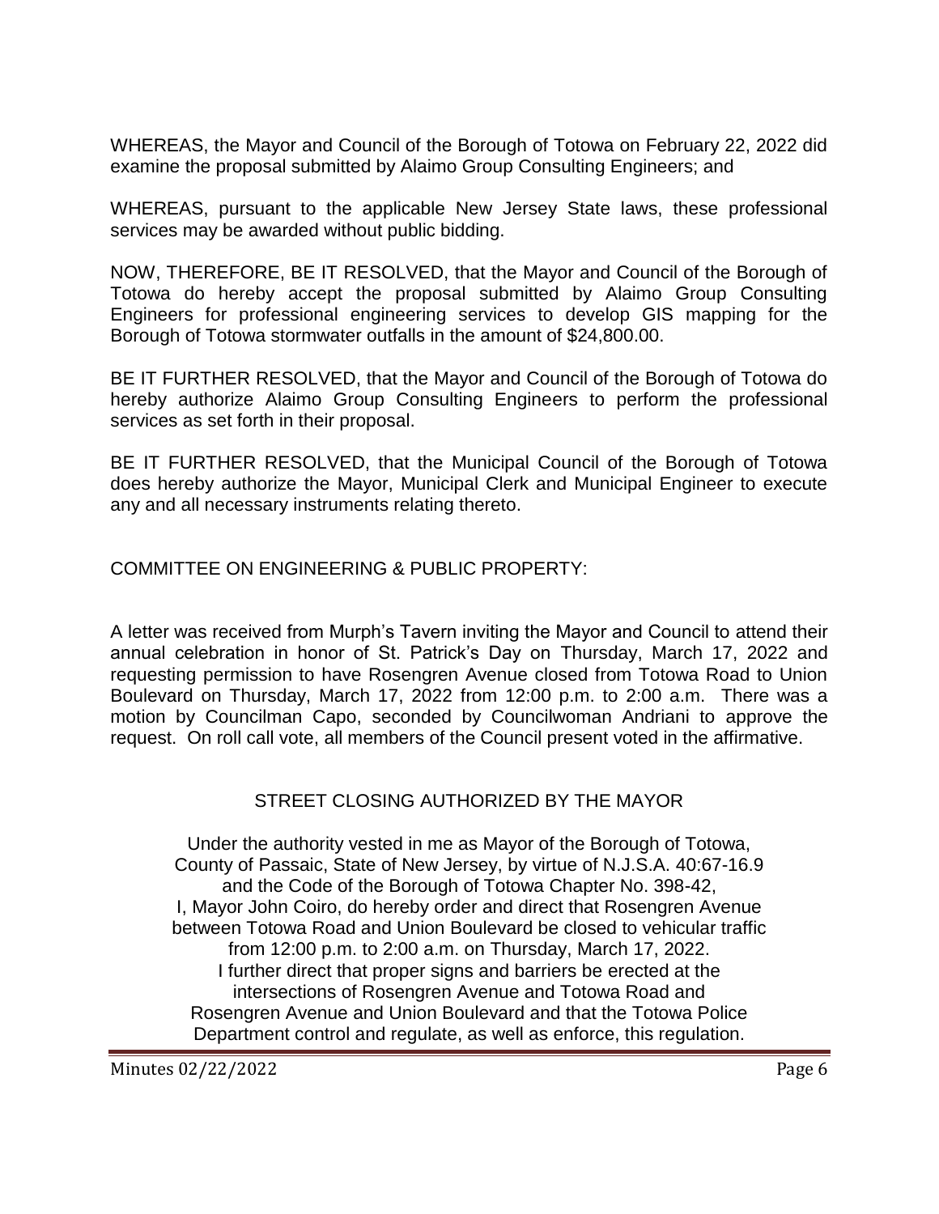WHEREAS, the Mayor and Council of the Borough of Totowa on February 22, 2022 did examine the proposal submitted by Alaimo Group Consulting Engineers; and

WHEREAS, pursuant to the applicable New Jersey State laws, these professional services may be awarded without public bidding.

NOW, THEREFORE, BE IT RESOLVED, that the Mayor and Council of the Borough of Totowa do hereby accept the proposal submitted by Alaimo Group Consulting Engineers for professional engineering services to develop GIS mapping for the Borough of Totowa stormwater outfalls in the amount of $24,800.00.

BE IT FURTHER RESOLVED, that the Mayor and Council of the Borough of Totowa do hereby authorize Alaimo Group Consulting Engineers to perform the professional services as set forth in their proposal.

BE IT FURTHER RESOLVED, that the Municipal Council of the Borough of Totowa does hereby authorize the Mayor, Municipal Clerk and Municipal Engineer to execute any and all necessary instruments relating thereto.

COMMITTEE ON ENGINEERING & PUBLIC PROPERTY:

A letter was received from Murph's Tavern inviting the Mayor and Council to attend their annual celebration in honor of St. Patrick's Day on Thursday, March 17, 2022 and requesting permission to have Rosengren Avenue closed from Totowa Road to Union Boulevard on Thursday, March 17, 2022 from 12:00 p.m. to 2:00 a.m. There was a motion by Councilman Capo, seconded by Councilwoman Andriani to approve the request. On roll call vote, all members of the Council present voted in the affirmative.

STREET CLOSING AUTHORIZED BY THE MAYOR

Under the authority vested in me as Mayor of the Borough of Totowa, County of Passaic, State of New Jersey, by virtue of N.J.S.A. 40:67-16.9 and the Code of the Borough of Totowa Chapter No. 398-42, I, Mayor John Coiro, do hereby order and direct that Rosengren Avenue between Totowa Road and Union Boulevard be closed to vehicular traffic from 12:00 p.m. to 2:00 a.m. on Thursday, March 17, 2022. I further direct that proper signs and barriers be erected at the intersections of Rosengren Avenue and Totowa Road and Rosengren Avenue and Union Boulevard and that the Totowa Police Department control and regulate, as well as enforce, this regulation.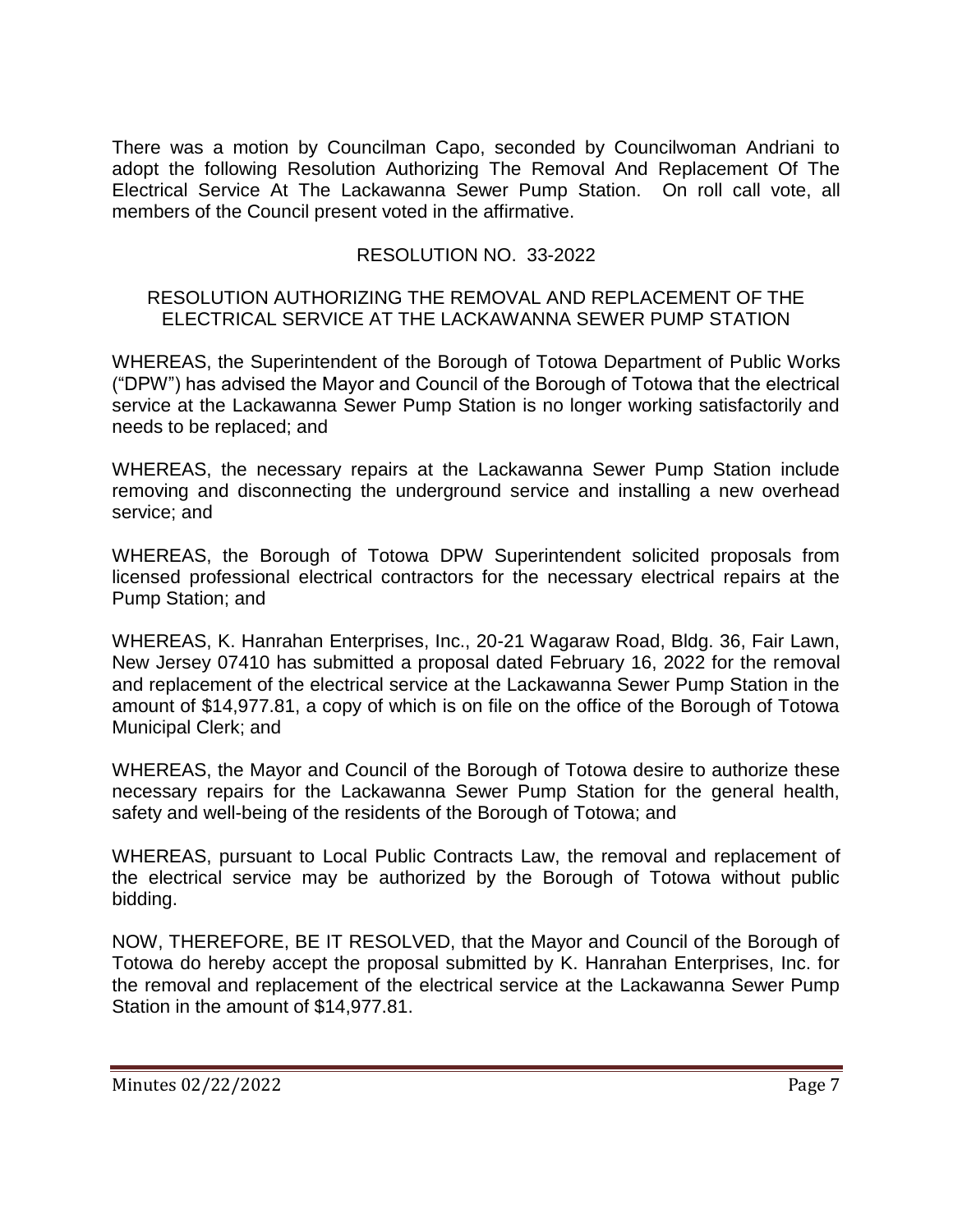There was a motion by Councilman Capo, seconded by Councilwoman Andriani to adopt the following Resolution Authorizing The Removal And Replacement Of The Electrical Service At The Lackawanna Sewer Pump Station. On roll call vote, all members of the Council present voted in the affirmative.

RESOLUTION NO. 33-2022

RESOLUTION AUTHORIZING THE REMOVAL AND REPLACEMENT OF THE ELECTRICAL SERVICE AT THE LACKAWANNA SEWER PUMP STATION

WHEREAS, the Superintendent of the Borough of Totowa Department of Public Works ("DPW") has advised the Mayor and Council of the Borough of Totowa that the electrical service at the Lackawanna Sewer Pump Station is no longer working satisfactorily and needs to be replaced; and

WHEREAS, the necessary repairs at the Lackawanna Sewer Pump Station include removing and disconnecting the underground service and installing a new overhead service; and

WHEREAS, the Borough of Totowa DPW Superintendent solicited proposals from licensed professional electrical contractors for the necessary electrical repairs at the Pump Station; and

WHEREAS, K. Hanrahan Enterprises, Inc., 20-21 Wagaraw Road, Bldg. 36, Fair Lawn, New Jersey 07410 has submitted a proposal dated February 16, 2022 for the removal and replacement of the electrical service at the Lackawanna Sewer Pump Station in the amount of $14,977.81, a copy of which is on file on the office of the Borough of Totowa Municipal Clerk; and

WHEREAS, the Mayor and Council of the Borough of Totowa desire to authorize these necessary repairs for the Lackawanna Sewer Pump Station for the general health, safety and well-being of the residents of the Borough of Totowa; and

WHEREAS, pursuant to Local Public Contracts Law, the removal and replacement of the electrical service may be authorized by the Borough of Totowa without public bidding.

NOW, THEREFORE, BE IT RESOLVED, that the Mayor and Council of the Borough of Totowa do hereby accept the proposal submitted by K. Hanrahan Enterprises, Inc. for the removal and replacement of the electrical service at the Lackawanna Sewer Pump Station in the amount of $14,977.81.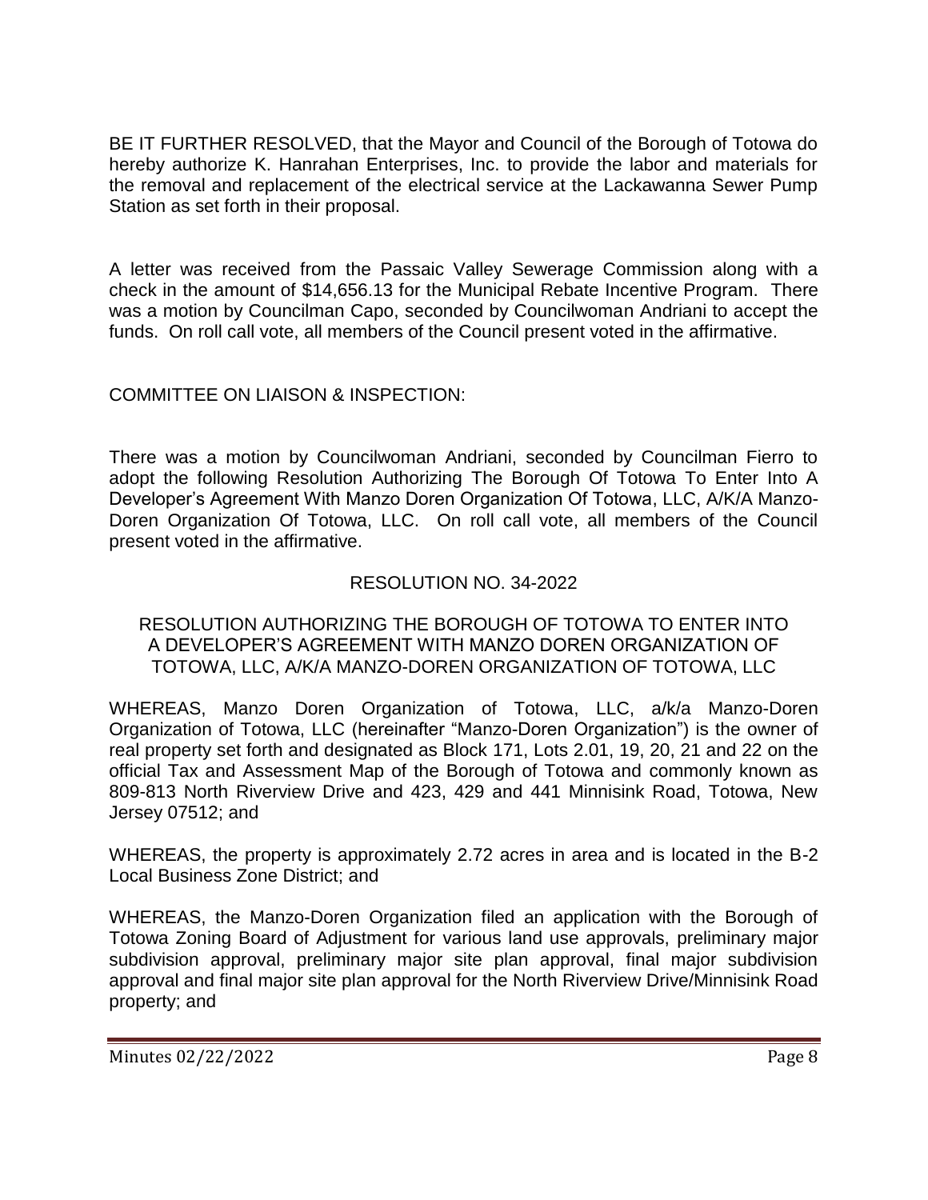BE IT FURTHER RESOLVED, that the Mayor and Council of the Borough of Totowa do hereby authorize K. Hanrahan Enterprises, Inc. to provide the labor and materials for the removal and replacement of the electrical service at the Lackawanna Sewer Pump Station as set forth in their proposal.

A letter was received from the Passaic Valley Sewerage Commission along with a check in the amount of $14,656.13 for the Municipal Rebate Incentive Program. There was a motion by Councilman Capo, seconded by Councilwoman Andriani to accept the funds. On roll call vote, all members of the Council present voted in the affirmative.

COMMITTEE ON LIAISON & INSPECTION:

There was a motion by Councilwoman Andriani, seconded by Councilman Fierro to adopt the following Resolution Authorizing The Borough Of Totowa To Enter Into A Developer's Agreement With Manzo Doren Organization Of Totowa, LLC, A/K/A Manzo-Doren Organization Of Totowa, LLC. On roll call vote, all members of the Council present voted in the affirmative.

RESOLUTION NO. 34-2022

RESOLUTION AUTHORIZING THE BOROUGH OF TOTOWA TO ENTER INTO A DEVELOPER'S AGREEMENT WITH MANZO DOREN ORGANIZATION OF TOTOWA, LLC, A/K/A MANZO-DOREN ORGANIZATION OF TOTOWA, LLC

WHEREAS, Manzo Doren Organization of Totowa, LLC, a/k/a Manzo-Doren Organization of Totowa, LLC (hereinafter "Manzo-Doren Organization") is the owner of real property set forth and designated as Block 171, Lots 2.01, 19, 20, 21 and 22 on the official Tax and Assessment Map of the Borough of Totowa and commonly known as 809-813 North Riverview Drive and 423, 429 and 441 Minnisink Road, Totowa, New Jersey 07512; and

WHEREAS, the property is approximately 2.72 acres in area and is located in the B-2 Local Business Zone District; and

WHEREAS, the Manzo-Doren Organization filed an application with the Borough of Totowa Zoning Board of Adjustment for various land use approvals, preliminary major subdivision approval, preliminary major site plan approval, final major subdivision approval and final major site plan approval for the North Riverview Drive/Minnisink Road property; and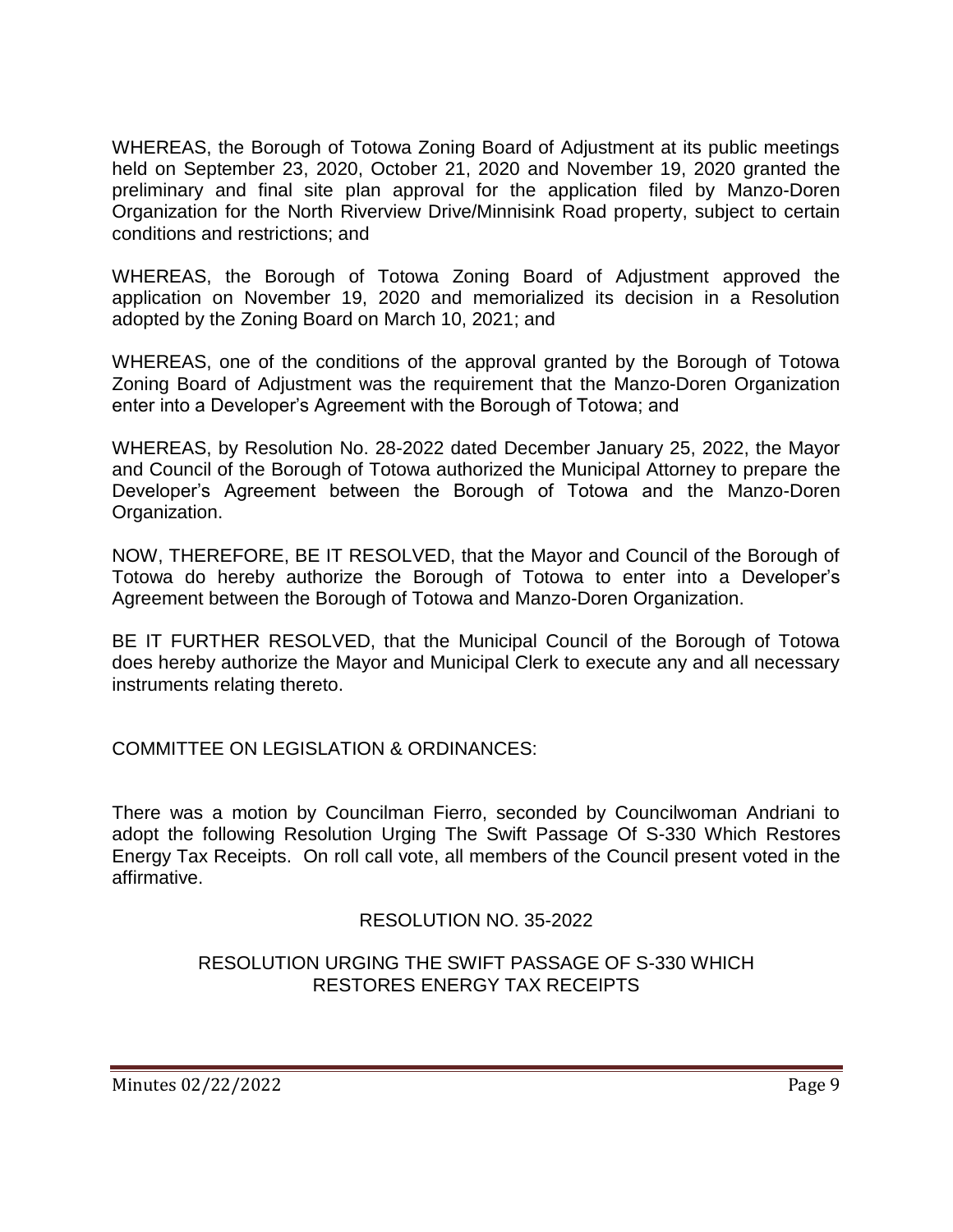WHEREAS, the Borough of Totowa Zoning Board of Adjustment at its public meetings held on September 23, 2020, October 21, 2020 and November 19, 2020 granted the preliminary and final site plan approval for the application filed by Manzo-Doren Organization for the North Riverview Drive/Minnisink Road property, subject to certain conditions and restrictions; and

WHEREAS, the Borough of Totowa Zoning Board of Adjustment approved the application on November 19, 2020 and memorialized its decision in a Resolution adopted by the Zoning Board on March 10, 2021; and

WHEREAS, one of the conditions of the approval granted by the Borough of Totowa Zoning Board of Adjustment was the requirement that the Manzo-Doren Organization enter into a Developer's Agreement with the Borough of Totowa; and

WHEREAS, by Resolution No. 28-2022 dated December January 25, 2022, the Mayor and Council of the Borough of Totowa authorized the Municipal Attorney to prepare the Developer's Agreement between the Borough of Totowa and the Manzo-Doren Organization.

NOW, THEREFORE, BE IT RESOLVED, that the Mayor and Council of the Borough of Totowa do hereby authorize the Borough of Totowa to enter into a Developer's Agreement between the Borough of Totowa and Manzo-Doren Organization.

BE IT FURTHER RESOLVED, that the Municipal Council of the Borough of Totowa does hereby authorize the Mayor and Municipal Clerk to execute any and all necessary instruments relating thereto.

COMMITTEE ON LEGISLATION & ORDINANCES:

There was a motion by Councilman Fierro, seconded by Councilwoman Andriani to adopt the following Resolution Urging The Swift Passage Of S-330 Which Restores Energy Tax Receipts. On roll call vote, all members of the Council present voted in the affirmative.

RESOLUTION NO. 35-2022

RESOLUTION URGING THE SWIFT PASSAGE OF S-330 WHICH RESTORES ENERGY TAX RECEIPTS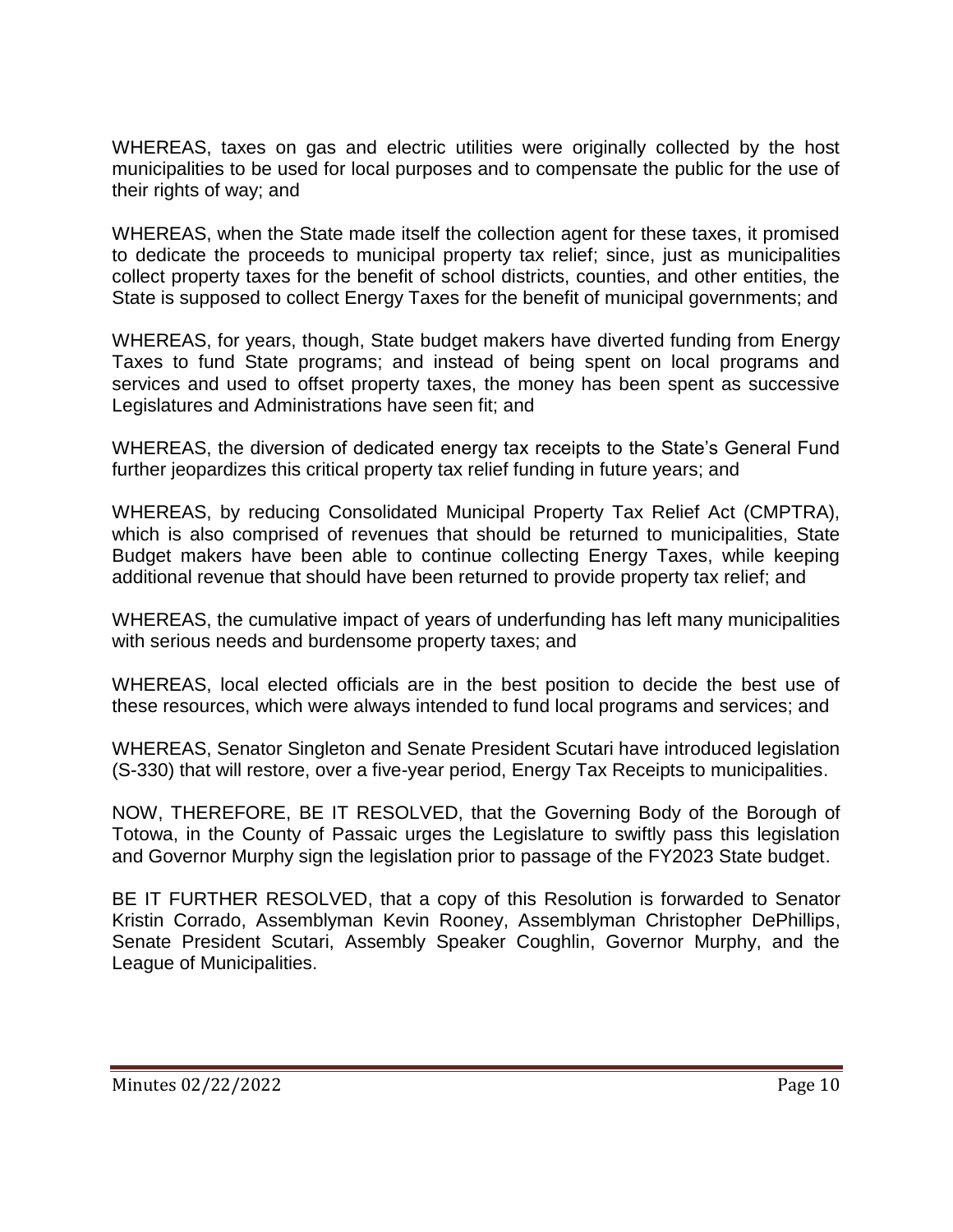WHEREAS, taxes on gas and electric utilities were originally collected by the host municipalities to be used for local purposes and to compensate the public for the use of their rights of way; and

WHEREAS, when the State made itself the collection agent for these taxes, it promised to dedicate the proceeds to municipal property tax relief; since, just as municipalities collect property taxes for the benefit of school districts, counties, and other entities, the State is supposed to collect Energy Taxes for the benefit of municipal governments; and

WHEREAS, for years, though, State budget makers have diverted funding from Energy Taxes to fund State programs; and instead of being spent on local programs and services and used to offset property taxes, the money has been spent as successive Legislatures and Administrations have seen fit; and

WHEREAS, the diversion of dedicated energy tax receipts to the State's General Fund further jeopardizes this critical property tax relief funding in future years; and

WHEREAS, by reducing Consolidated Municipal Property Tax Relief Act (CMPTRA), which is also comprised of revenues that should be returned to municipalities, State Budget makers have been able to continue collecting Energy Taxes, while keeping additional revenue that should have been returned to provide property tax relief; and

WHEREAS, the cumulative impact of years of underfunding has left many municipalities with serious needs and burdensome property taxes; and

WHEREAS, local elected officials are in the best position to decide the best use of these resources, which were always intended to fund local programs and services; and

WHEREAS, Senator Singleton and Senate President Scutari have introduced legislation (S-330) that will restore, over a five-year period, Energy Tax Receipts to municipalities.

NOW, THEREFORE, BE IT RESOLVED, that the Governing Body of the Borough of Totowa, in the County of Passaic urges the Legislature to swiftly pass this legislation and Governor Murphy sign the legislation prior to passage of the FY2023 State budget.

BE IT FURTHER RESOLVED, that a copy of this Resolution is forwarded to Senator Kristin Corrado, Assemblyman Kevin Rooney, Assemblyman Christopher DePhillips, Senate President Scutari, Assembly Speaker Coughlin, Governor Murphy, and the League of Municipalities.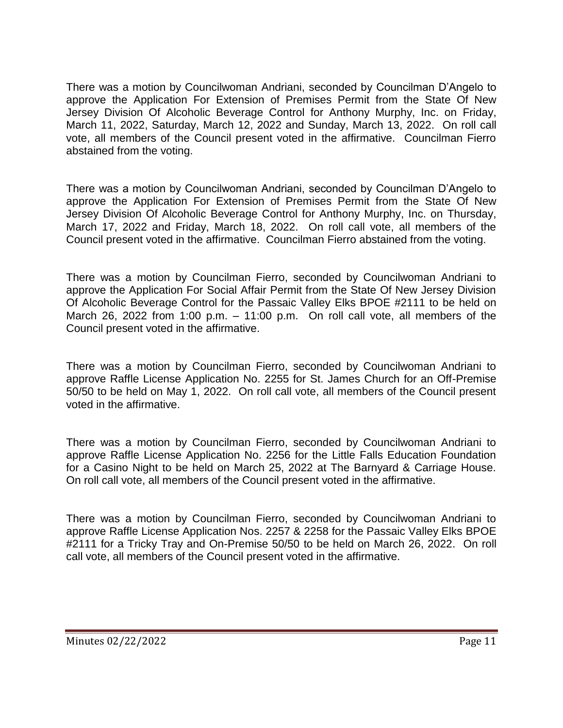There was a motion by Councilwoman Andriani, seconded by Councilman D'Angelo to approve the Application For Extension of Premises Permit from the State Of New Jersey Division Of Alcoholic Beverage Control for Anthony Murphy, Inc. on Friday, March 11, 2022, Saturday, March 12, 2022 and Sunday, March 13, 2022. On roll call vote, all members of the Council present voted in the affirmative. Councilman Fierro abstained from the voting.

There was a motion by Councilwoman Andriani, seconded by Councilman D'Angelo to approve the Application For Extension of Premises Permit from the State Of New Jersey Division Of Alcoholic Beverage Control for Anthony Murphy, Inc. on Thursday, March 17, 2022 and Friday, March 18, 2022. On roll call vote, all members of the Council present voted in the affirmative. Councilman Fierro abstained from the voting.

There was a motion by Councilman Fierro, seconded by Councilwoman Andriani to approve the Application For Social Affair Permit from the State Of New Jersey Division Of Alcoholic Beverage Control for the Passaic Valley Elks BPOE #2111 to be held on March 26, 2022 from 1:00 p.m. – 11:00 p.m. On roll call vote, all members of the Council present voted in the affirmative.

There was a motion by Councilman Fierro, seconded by Councilwoman Andriani to approve Raffle License Application No. 2255 for St. James Church for an Off-Premise 50/50 to be held on May 1, 2022. On roll call vote, all members of the Council present voted in the affirmative.

There was a motion by Councilman Fierro, seconded by Councilwoman Andriani to approve Raffle License Application No. 2256 for the Little Falls Education Foundation for a Casino Night to be held on March 25, 2022 at The Barnyard & Carriage House. On roll call vote, all members of the Council present voted in the affirmative.

There was a motion by Councilman Fierro, seconded by Councilwoman Andriani to approve Raffle License Application Nos. 2257 & 2258 for the Passaic Valley Elks BPOE #2111 for a Tricky Tray and On-Premise 50/50 to be held on March 26, 2022. On roll call vote, all members of the Council present voted in the affirmative.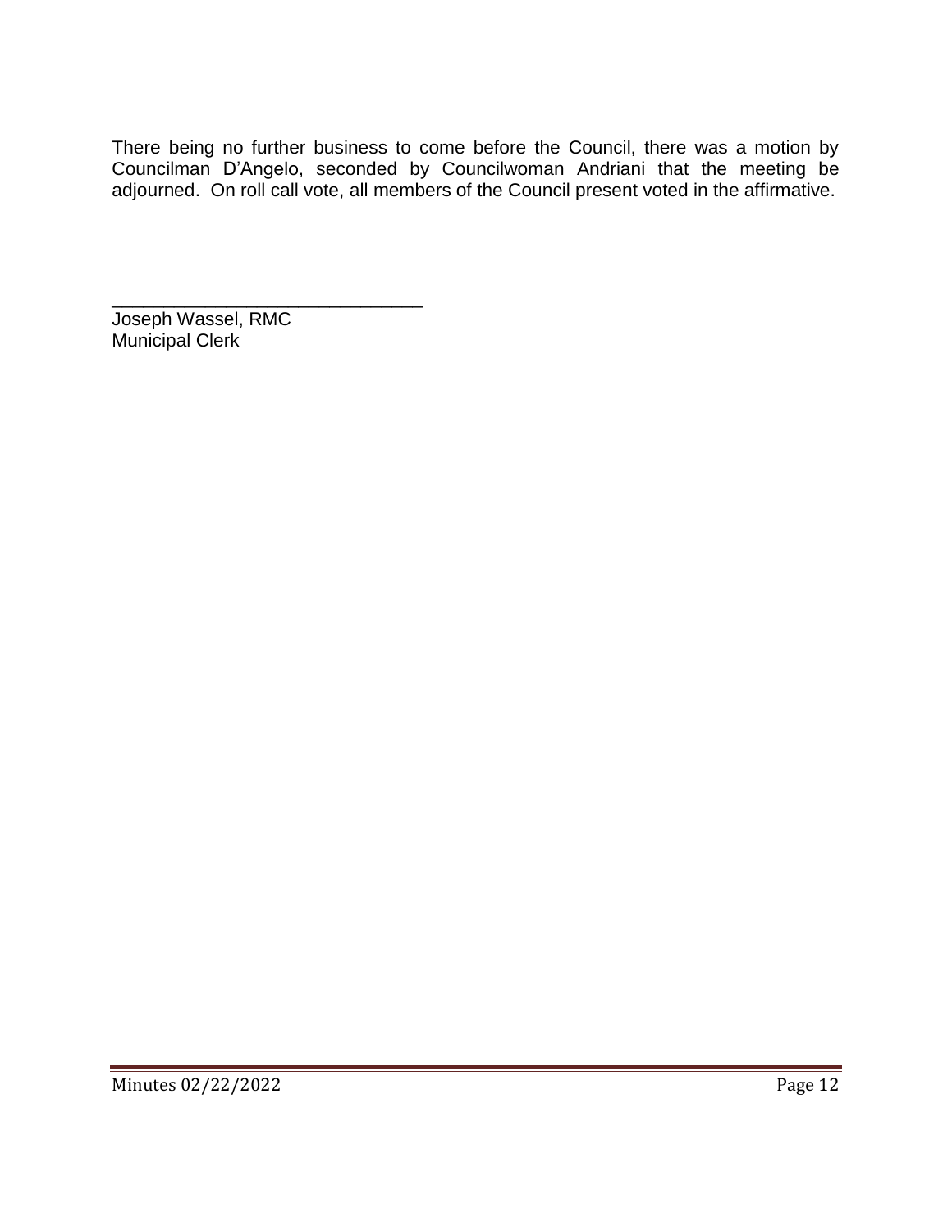There being no further business to come before the Council, there was a motion by Councilman D'Angelo, seconded by Councilwoman Andriani that the meeting be adjourned. On roll call vote, all members of the Council present voted in the affirmative.

_______________________________

Joseph Wassel, RMC
Municipal Clerk